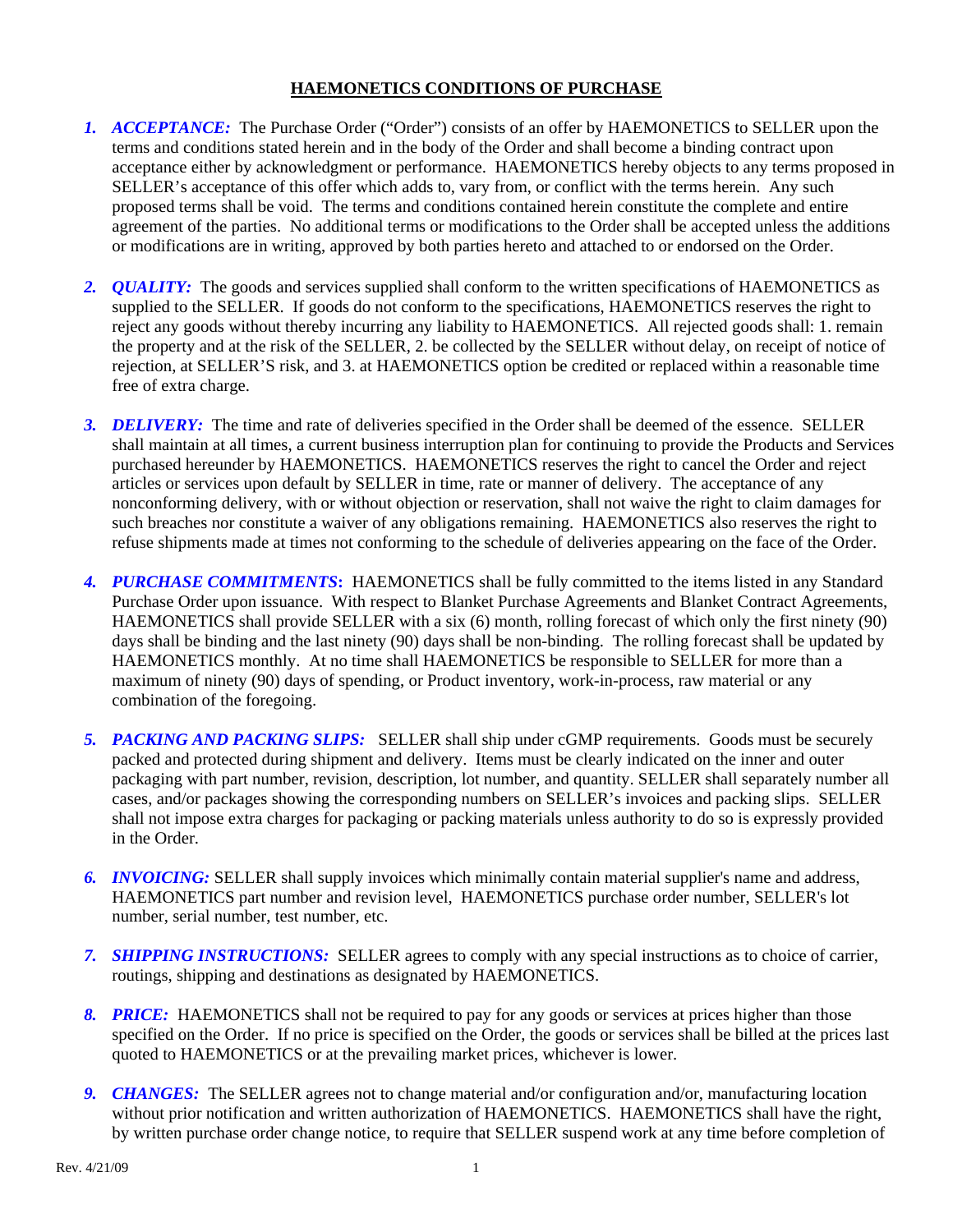# HAEMONETICS CONDITIONS OF PURCHASE

1. ***ACCEPTANCE:*** The Purchase Order ("Order") consists of an offer by HAEMONETICS to SELLER upon the terms and conditions stated herein and in the body of the Order and shall become a binding contract upon acceptance either by acknowledgment or performance. HAEMONETICS hereby objects to any terms proposed in SELLER's acceptance of this offer which adds to, vary from, or conflict with the terms herein. Any such proposed terms shall be void. The terms and conditions contained herein constitute the complete and entire agreement of the parties. No additional terms or modifications to the Order shall be accepted unless the additions or modifications are in writing, approved by both parties hereto and attached to or endorsed on the Order.

2. ***QUALITY:*** The goods and services supplied shall conform to the written specifications of HAEMONETICS as supplied to the SELLER. If goods do not conform to the specifications, HAEMONETICS reserves the right to reject any goods without thereby incurring any liability to HAEMONETICS. All rejected goods shall: 1. remain the property and at the risk of the SELLER, 2. be collected by the SELLER without delay, on receipt of notice of rejection, at SELLER'S risk, and 3. at HAEMONETICS option be credited or replaced within a reasonable time free of extra charge.

3. ***DELIVERY:*** The time and rate of deliveries specified in the Order shall be deemed of the essence. SELLER shall maintain at all times, a current business interruption plan for continuing to provide the Products and Services purchased hereunder by HAEMONETICS. HAEMONETICS reserves the right to cancel the Order and reject articles or services upon default by SELLER in time, rate or manner of delivery. The acceptance of any nonconforming delivery, with or without objection or reservation, shall not waive the right to claim damages for such breaches nor constitute a waiver of any obligations remaining. HAEMONETICS also reserves the right to refuse shipments made at times not conforming to the schedule of deliveries appearing on the face of the Order.

4. ***PURCHASE COMMITMENTS*****:** HAEMONETICS shall be fully committed to the items listed in any Standard Purchase Order upon issuance. With respect to Blanket Purchase Agreements and Blanket Contract Agreements, HAEMONETICS shall provide SELLER with a six (6) month, rolling forecast of which only the first ninety (90) days shall be binding and the last ninety (90) days shall be non-binding. The rolling forecast shall be updated by HAEMONETICS monthly. At no time shall HAEMONETICS be responsible to SELLER for more than a maximum of ninety (90) days of spending, or Product inventory, work-in-process, raw material or any combination of the foregoing.

5. ***PACKING AND PACKING SLIPS:*** SELLER shall ship under cGMP requirements. Goods must be securely packed and protected during shipment and delivery. Items must be clearly indicated on the inner and outer packaging with part number, revision, description, lot number, and quantity. SELLER shall separately number all cases, and/or packages showing the corresponding numbers on SELLER's invoices and packing slips. SELLER shall not impose extra charges for packaging or packing materials unless authority to do so is expressly provided in the Order.

6. ***INVOICING:*** SELLER shall supply invoices which minimally contain material supplier's name and address, HAEMONETICS part number and revision level, HAEMONETICS purchase order number, SELLER's lot number, serial number, test number, etc.

7. ***SHIPPING INSTRUCTIONS:*** SELLER agrees to comply with any special instructions as to choice of carrier, routings, shipping and destinations as designated by HAEMONETICS.

8. ***PRICE:*** HAEMONETICS shall not be required to pay for any goods or services at prices higher than those specified on the Order. If no price is specified on the Order, the goods or services shall be billed at the prices last quoted to HAEMONETICS or at the prevailing market prices, whichever is lower.

9. ***CHANGES:*** The SELLER agrees not to change material and/or configuration and/or, manufacturing location without prior notification and written authorization of HAEMONETICS. HAEMONETICS shall have the right, by written purchase order change notice, to require that SELLER suspend work at any time before completion of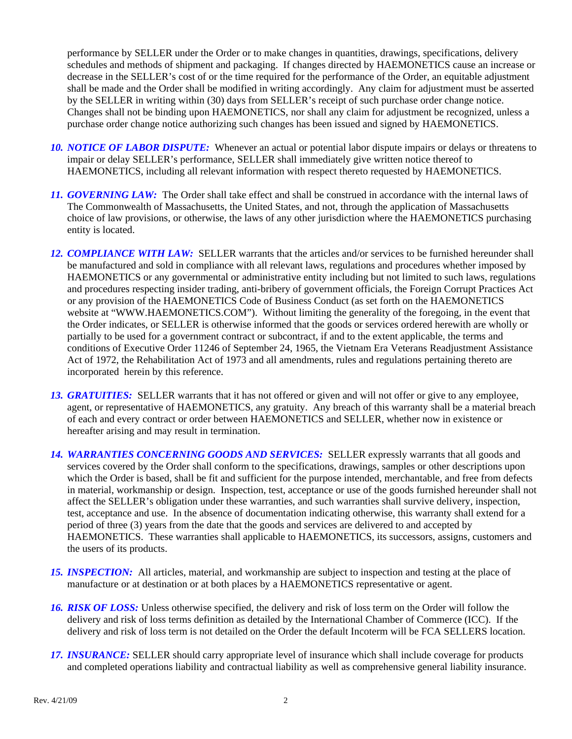performance by SELLER under the Order or to make changes in quantities, drawings, specifications, delivery schedules and methods of shipment and packaging. If changes directed by HAEMONETICS cause an increase or decrease in the SELLER's cost of or the time required for the performance of the Order, an equitable adjustment shall be made and the Order shall be modified in writing accordingly. Any claim for adjustment must be asserted by the SELLER in writing within (30) days from SELLER's receipt of such purchase order change notice. Changes shall not be binding upon HAEMONETICS, nor shall any claim for adjustment be recognized, unless a purchase order change notice authorizing such changes has been issued and signed by HAEMONETICS.

10. ***NOTICE OF LABOR DISPUTE:*** Whenever an actual or potential labor dispute impairs or delays or threatens to impair or delay SELLER's performance, SELLER shall immediately give written notice thereof to HAEMONETICS, including all relevant information with respect thereto requested by HAEMONETICS.

11. ***GOVERNING LAW:*** The Order shall take effect and shall be construed in accordance with the internal laws of The Commonwealth of Massachusetts, the United States, and not, through the application of Massachusetts choice of law provisions, or otherwise, the laws of any other jurisdiction where the HAEMONETICS purchasing entity is located.

12. ***COMPLIANCE WITH LAW:*** SELLER warrants that the articles and/or services to be furnished hereunder shall be manufactured and sold in compliance with all relevant laws, regulations and procedures whether imposed by HAEMONETICS or any governmental or administrative entity including but not limited to such laws, regulations and procedures respecting insider trading, anti-bribery of government officials, the Foreign Corrupt Practices Act or any provision of the HAEMONETICS Code of Business Conduct (as set forth on the HAEMONETICS website at "WWW.HAEMONETICS.COM"). Without limiting the generality of the foregoing, in the event that the Order indicates, or SELLER is otherwise informed that the goods or services ordered herewith are wholly or partially to be used for a government contract or subcontract, if and to the extent applicable, the terms and conditions of Executive Order 11246 of September 24, 1965, the Vietnam Era Veterans Readjustment Assistance Act of 1972, the Rehabilitation Act of 1973 and all amendments, rules and regulations pertaining thereto are incorporated herein by this reference.

13. ***GRATUITIES:*** SELLER warrants that it has not offered or given and will not offer or give to any employee, agent, or representative of HAEMONETICS, any gratuity. Any breach of this warranty shall be a material breach of each and every contract or order between HAEMONETICS and SELLER, whether now in existence or hereafter arising and may result in termination.

14. ***WARRANTIES CONCERNING GOODS AND SERVICES:*** SELLER expressly warrants that all goods and services covered by the Order shall conform to the specifications, drawings, samples or other descriptions upon which the Order is based, shall be fit and sufficient for the purpose intended, merchantable, and free from defects in material, workmanship or design. Inspection, test, acceptance or use of the goods furnished hereunder shall not affect the SELLER's obligation under these warranties, and such warranties shall survive delivery, inspection, test, acceptance and use. In the absence of documentation indicating otherwise, this warranty shall extend for a period of three (3) years from the date that the goods and services are delivered to and accepted by HAEMONETICS. These warranties shall applicable to HAEMONETICS, its successors, assigns, customers and the users of its products.

15. ***INSPECTION:*** All articles, material, and workmanship are subject to inspection and testing at the place of manufacture or at destination or at both places by a HAEMONETICS representative or agent.

16. ***RISK OF LOSS:*** Unless otherwise specified, the delivery and risk of loss term on the Order will follow the delivery and risk of loss terms definition as detailed by the International Chamber of Commerce (ICC). If the delivery and risk of loss term is not detailed on the Order the default Incoterm will be FCA SELLERS location.

17. ***INSURANCE:*** SELLER should carry appropriate level of insurance which shall include coverage for products and completed operations liability and contractual liability as well as comprehensive general liability insurance.

Rev. 4/21/09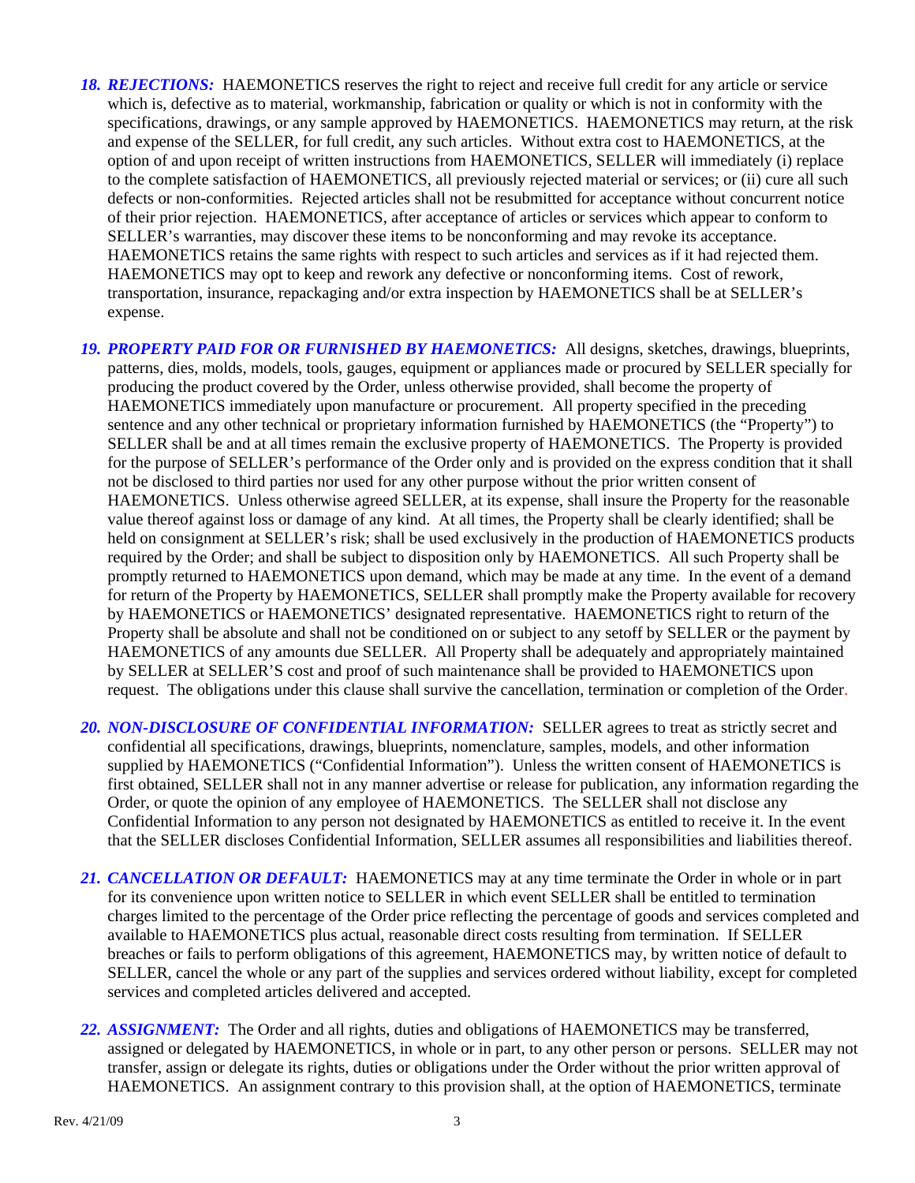18. ***REJECTIONS:*** HAEMONETICS reserves the right to reject and receive full credit for any article or service which is, defective as to material, workmanship, fabrication or quality or which is not in conformity with the specifications, drawings, or any sample approved by HAEMONETICS. HAEMONETICS may return, at the risk and expense of the SELLER, for full credit, any such articles. Without extra cost to HAEMONETICS, at the option of and upon receipt of written instructions from HAEMONETICS, SELLER will immediately (i) replace to the complete satisfaction of HAEMONETICS, all previously rejected material or services; or (ii) cure all such defects or non-conformities. Rejected articles shall not be resubmitted for acceptance without concurrent notice of their prior rejection. HAEMONETICS, after acceptance of articles or services which appear to conform to SELLER's warranties, may discover these items to be nonconforming and may revoke its acceptance. HAEMONETICS retains the same rights with respect to such articles and services as if it had rejected them. HAEMONETICS may opt to keep and rework any defective or nonconforming items. Cost of rework, transportation, insurance, repackaging and/or extra inspection by HAEMONETICS shall be at SELLER's expense.

19. ***PROPERTY PAID FOR OR FURNISHED BY HAEMONETICS:*** All designs, sketches, drawings, blueprints, patterns, dies, molds, models, tools, gauges, equipment or appliances made or procured by SELLER specially for producing the product covered by the Order, unless otherwise provided, shall become the property of HAEMONETICS immediately upon manufacture or procurement. All property specified in the preceding sentence and any other technical or proprietary information furnished by HAEMONETICS (the "Property") to SELLER shall be and at all times remain the exclusive property of HAEMONETICS. The Property is provided for the purpose of SELLER's performance of the Order only and is provided on the express condition that it shall not be disclosed to third parties nor used for any other purpose without the prior written consent of HAEMONETICS. Unless otherwise agreed SELLER, at its expense, shall insure the Property for the reasonable value thereof against loss or damage of any kind. At all times, the Property shall be clearly identified; shall be held on consignment at SELLER's risk; shall be used exclusively in the production of HAEMONETICS products required by the Order; and shall be subject to disposition only by HAEMONETICS. All such Property shall be promptly returned to HAEMONETICS upon demand, which may be made at any time. In the event of a demand for return of the Property by HAEMONETICS, SELLER shall promptly make the Property available for recovery by HAEMONETICS or HAEMONETICS' designated representative. HAEMONETICS right to return of the Property shall be absolute and shall not be conditioned on or subject to any setoff by SELLER or the payment by HAEMONETICS of any amounts due SELLER. All Property shall be adequately and appropriately maintained by SELLER at SELLER'S cost and proof of such maintenance shall be provided to HAEMONETICS upon request. The obligations under this clause shall survive the cancellation, termination or completion of the Order.

20. ***NON-DISCLOSURE OF CONFIDENTIAL INFORMATION:*** SELLER agrees to treat as strictly secret and confidential all specifications, drawings, blueprints, nomenclature, samples, models, and other information supplied by HAEMONETICS ("Confidential Information"). Unless the written consent of HAEMONETICS is first obtained, SELLER shall not in any manner advertise or release for publication, any information regarding the Order, or quote the opinion of any employee of HAEMONETICS. The SELLER shall not disclose any Confidential Information to any person not designated by HAEMONETICS as entitled to receive it. In the event that the SELLER discloses Confidential Information, SELLER assumes all responsibilities and liabilities thereof.

21. ***CANCELLATION OR DEFAULT:*** HAEMONETICS may at any time terminate the Order in whole or in part for its convenience upon written notice to SELLER in which event SELLER shall be entitled to termination charges limited to the percentage of the Order price reflecting the percentage of goods and services completed and available to HAEMONETICS plus actual, reasonable direct costs resulting from termination. If SELLER breaches or fails to perform obligations of this agreement, HAEMONETICS may, by written notice of default to SELLER, cancel the whole or any part of the supplies and services ordered without liability, except for completed services and completed articles delivered and accepted.

22. ***ASSIGNMENT:*** The Order and all rights, duties and obligations of HAEMONETICS may be transferred, assigned or delegated by HAEMONETICS, in whole or in part, to any other person or persons. SELLER may not transfer, assign or delegate its rights, duties or obligations under the Order without the prior written approval of HAEMONETICS. An assignment contrary to this provision shall, at the option of HAEMONETICS, terminate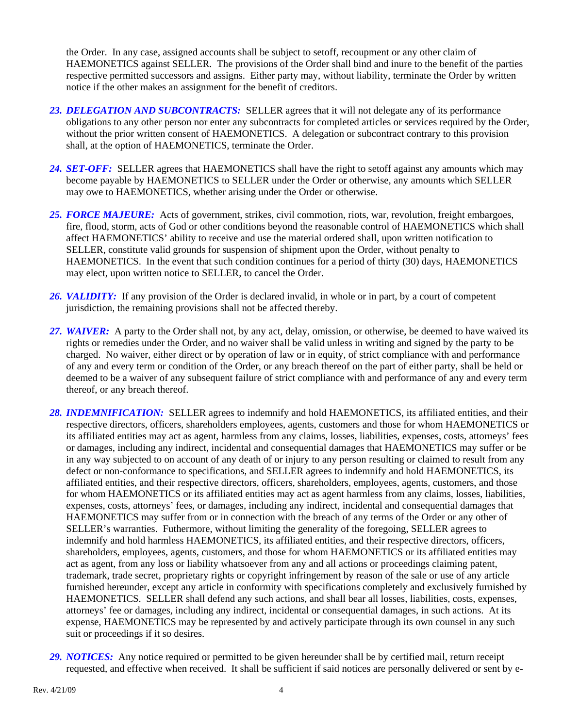the Order. In any case, assigned accounts shall be subject to setoff, recoupment or any other claim of HAEMONETICS against SELLER. The provisions of the Order shall bind and inure to the benefit of the parties respective permitted successors and assigns. Either party may, without liability, terminate the Order by written notice if the other makes an assignment for the benefit of creditors.

23. ***DELEGATION AND SUBCONTRACTS:*** SELLER agrees that it will not delegate any of its performance obligations to any other person nor enter any subcontracts for completed articles or services required by the Order, without the prior written consent of HAEMONETICS. A delegation or subcontract contrary to this provision shall, at the option of HAEMONETICS, terminate the Order.

24. ***SET-OFF:*** SELLER agrees that HAEMONETICS shall have the right to setoff against any amounts which may become payable by HAEMONETICS to SELLER under the Order or otherwise, any amounts which SELLER may owe to HAEMONETICS, whether arising under the Order or otherwise.

25. ***FORCE MAJEURE:*** Acts of government, strikes, civil commotion, riots, war, revolution, freight embargoes, fire, flood, storm, acts of God or other conditions beyond the reasonable control of HAEMONETICS which shall affect HAEMONETICS' ability to receive and use the material ordered shall, upon written notification to SELLER, constitute valid grounds for suspension of shipment upon the Order, without penalty to HAEMONETICS. In the event that such condition continues for a period of thirty (30) days, HAEMONETICS may elect, upon written notice to SELLER, to cancel the Order.

26. ***VALIDITY:*** If any provision of the Order is declared invalid, in whole or in part, by a court of competent jurisdiction, the remaining provisions shall not be affected thereby.

27. ***WAIVER:*** A party to the Order shall not, by any act, delay, omission, or otherwise, be deemed to have waived its rights or remedies under the Order, and no waiver shall be valid unless in writing and signed by the party to be charged. No waiver, either direct or by operation of law or in equity, of strict compliance with and performance of any and every term or condition of the Order, or any breach thereof on the part of either party, shall be held or deemed to be a waiver of any subsequent failure of strict compliance with and performance of any and every term thereof, or any breach thereof.

28. ***INDEMNIFICATION:*** SELLER agrees to indemnify and hold HAEMONETICS, its affiliated entities, and their respective directors, officers, shareholders employees, agents, customers and those for whom HAEMONETICS or its affiliated entities may act as agent, harmless from any claims, losses, liabilities, expenses, costs, attorneys' fees or damages, including any indirect, incidental and consequential damages that HAEMONETICS may suffer or be in any way subjected to on account of any death of or injury to any person resulting or claimed to result from any defect or non-conformance to specifications, and SELLER agrees to indemnify and hold HAEMONETICS, its affiliated entities, and their respective directors, officers, shareholders, employees, agents, customers, and those for whom HAEMONETICS or its affiliated entities may act as agent harmless from any claims, losses, liabilities, expenses, costs, attorneys' fees, or damages, including any indirect, incidental and consequential damages that HAEMONETICS may suffer from or in connection with the breach of any terms of the Order or any other of SELLER's warranties. Futhermore, without limiting the generality of the foregoing, SELLER agrees to indemnify and hold harmless HAEMONETICS, its affiliated entities, and their respective directors, officers, shareholders, employees, agents, customers, and those for whom HAEMONETICS or its affiliated entities may act as agent, from any loss or liability whatsoever from any and all actions or proceedings claiming patent, trademark, trade secret, proprietary rights or copyright infringement by reason of the sale or use of any article furnished hereunder, except any article in conformity with specifications completely and exclusively furnished by HAEMONETICS. SELLER shall defend any such actions, and shall bear all losses, liabilities, costs, expenses, attorneys' fee or damages, including any indirect, incidental or consequential damages, in such actions. At its expense, HAEMONETICS may be represented by and actively participate through its own counsel in any such suit or proceedings if it so desires.

29. ***NOTICES:*** Any notice required or permitted to be given hereunder shall be by certified mail, return receipt requested, and effective when received. It shall be sufficient if said notices are personally delivered or sent by e-

Rev. 4/21/09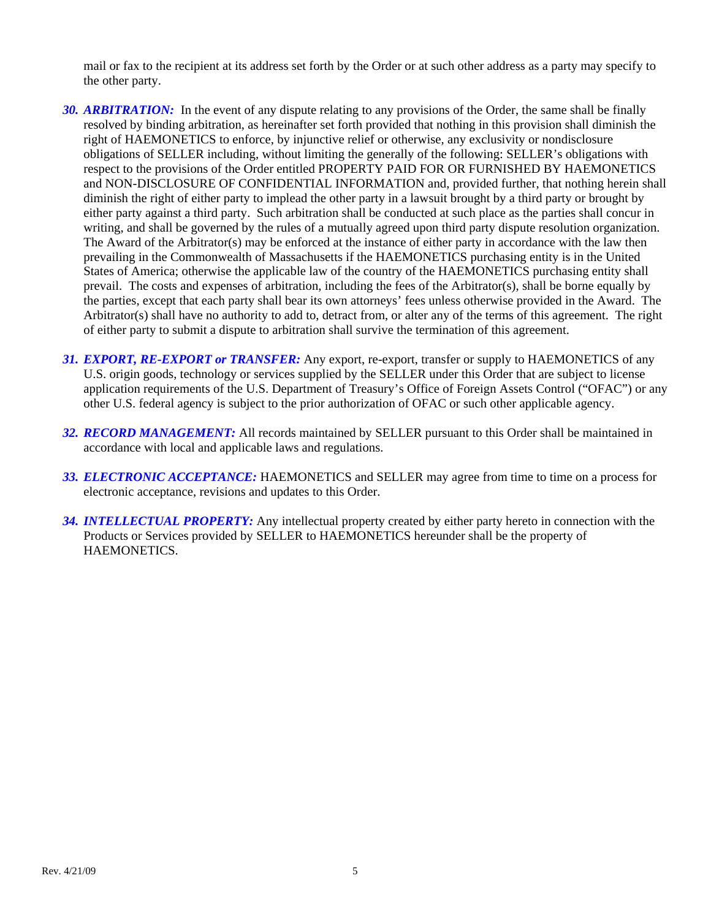mail or fax to the recipient at its address set forth by the Order or at such other address as a party may specify to the other party.

30. ***ARBITRATION:*** In the event of any dispute relating to any provisions of the Order, the same shall be finally resolved by binding arbitration, as hereinafter set forth provided that nothing in this provision shall diminish the right of HAEMONETICS to enforce, by injunctive relief or otherwise, any exclusivity or nondisclosure obligations of SELLER including, without limiting the generally of the following: SELLER's obligations with respect to the provisions of the Order entitled PROPERTY PAID FOR OR FURNISHED BY HAEMONETICS and NON-DISCLOSURE OF CONFIDENTIAL INFORMATION and, provided further, that nothing herein shall diminish the right of either party to implead the other party in a lawsuit brought by a third party or brought by either party against a third party. Such arbitration shall be conducted at such place as the parties shall concur in writing, and shall be governed by the rules of a mutually agreed upon third party dispute resolution organization. The Award of the Arbitrator(s) may be enforced at the instance of either party in accordance with the law then prevailing in the Commonwealth of Massachusetts if the HAEMONETICS purchasing entity is in the United States of America; otherwise the applicable law of the country of the HAEMONETICS purchasing entity shall prevail. The costs and expenses of arbitration, including the fees of the Arbitrator(s), shall be borne equally by the parties, except that each party shall bear its own attorneys' fees unless otherwise provided in the Award. The Arbitrator(s) shall have no authority to add to, detract from, or alter any of the terms of this agreement. The right of either party to submit a dispute to arbitration shall survive the termination of this agreement.

31. ***EXPORT, RE-EXPORT or TRANSFER:*** Any export, re-export, transfer or supply to HAEMONETICS of any U.S. origin goods, technology or services supplied by the SELLER under this Order that are subject to license application requirements of the U.S. Department of Treasury's Office of Foreign Assets Control ("OFAC") or any other U.S. federal agency is subject to the prior authorization of OFAC or such other applicable agency.

32. ***RECORD MANAGEMENT:*** All records maintained by SELLER pursuant to this Order shall be maintained in accordance with local and applicable laws and regulations.

33. ***ELECTRONIC ACCEPTANCE:*** HAEMONETICS and SELLER may agree from time to time on a process for electronic acceptance, revisions and updates to this Order.

34. ***INTELLECTUAL PROPERTY:*** Any intellectual property created by either party hereto in connection with the Products or Services provided by SELLER to HAEMONETICS hereunder shall be the property of HAEMONETICS.

Rev. 4/21/09